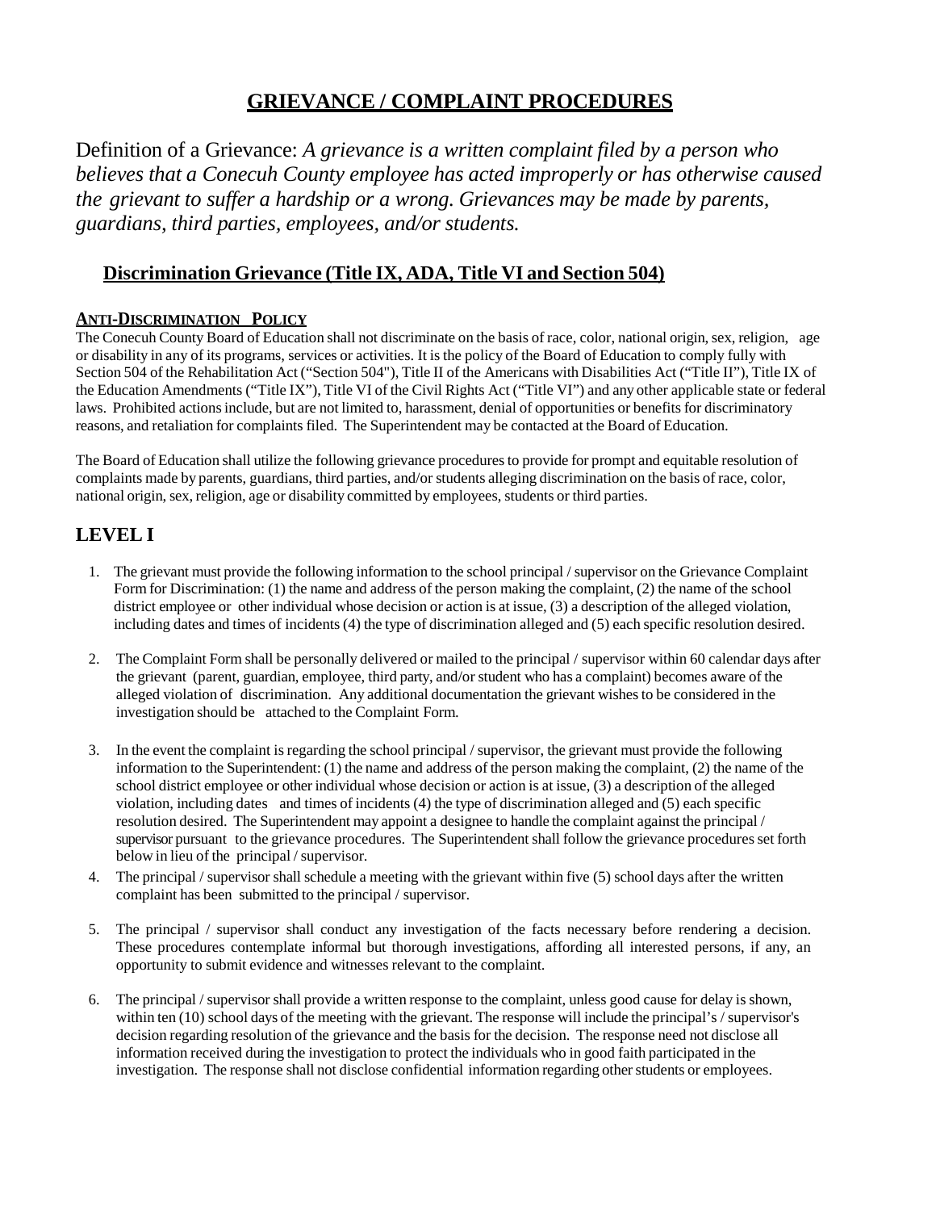# GRIEVANCE / COMPLAINT PROCEDURES

Definition of a Grievance: *A grievance is a written complaint filed by a person who believes that a Conecuh County employee has acted improperly or has otherwise caused the grievant to suffer a hardship or a wrong. Grievances may be made by parents, guardians, third parties, employees, and/or students.*

## Discrimination Grievance (Title IX, ADA, Title VI and Section 504)

### ANTI-DISCRIMINATION POLICY

The Conecuh County Board of Education shall not discriminate on the basis of race, color, national origin, sex, religion, age or disability in any of its programs, services or activities. It is the policy of the Board of Education to comply fully with Section 504 of the Rehabilitation Act ("Section 504"), Title II of the Americans with Disabilities Act ("Title II"), Title IX of the Education Amendments ("Title IX"), Title VI of the Civil Rights Act ("Title VI") and any other applicable state or federal laws. Prohibited actions include, but are not limited to, harassment, denial of opportunities or benefits for discriminatory reasons, and retaliation for complaints filed. The Superintendent may be contacted at the Board of Education.

The Board of Education shall utilize the following grievance procedures to provide for prompt and equitable resolution of complaints made by parents, guardians, third parties, and/or students alleging discrimination on the basis of race, color, national origin, sex, religion, age or disability committed by employees, students or third parties.

## LEVEL I

1. The grievant must provide the following information to the school principal / supervisor on the Grievance Complaint Form for Discrimination: (1) the name and address of the person making the complaint, (2) the name of the school district employee or other individual whose decision or action is at issue, (3) a description of the alleged violation, including dates and times of incidents (4) the type of discrimination alleged and (5) each specific resolution desired.

2. The Complaint Form shall be personally delivered or mailed to the principal / supervisor within 60 calendar days after the grievant (parent, guardian, employee, third party, and/or student who has a complaint) becomes aware of the alleged violation of discrimination. Any additional documentation the grievant wishes to be considered in the investigation should be attached to the Complaint Form.

3. In the event the complaint is regarding the school principal / supervisor, the grievant must provide the following information to the Superintendent: (1) the name and address of the person making the complaint, (2) the name of the school district employee or other individual whose decision or action is at issue, (3) a description of the alleged violation, including dates and times of incidents (4) the type of discrimination alleged and (5) each specific resolution desired. The Superintendent may appoint a designee to handle the complaint against the principal / supervisor pursuant to the grievance procedures. The Superintendent shall follow the grievance procedures set forth below in lieu of the principal / supervisor.

4. The principal / supervisor shall schedule a meeting with the grievant within five (5) school days after the written complaint has been submitted to the principal / supervisor.

5. The principal / supervisor shall conduct any investigation of the facts necessary before rendering a decision. These procedures contemplate informal but thorough investigations, affording all interested persons, if any, an opportunity to submit evidence and witnesses relevant to the complaint.

6. The principal / supervisor shall provide a written response to the complaint, unless good cause for delay is shown, within ten (10) school days of the meeting with the grievant. The response will include the principal's / supervisor's decision regarding resolution of the grievance and the basis for the decision. The response need not disclose all information received during the investigation to protect the individuals who in good faith participated in the investigation. The response shall not disclose confidential information regarding other students or employees.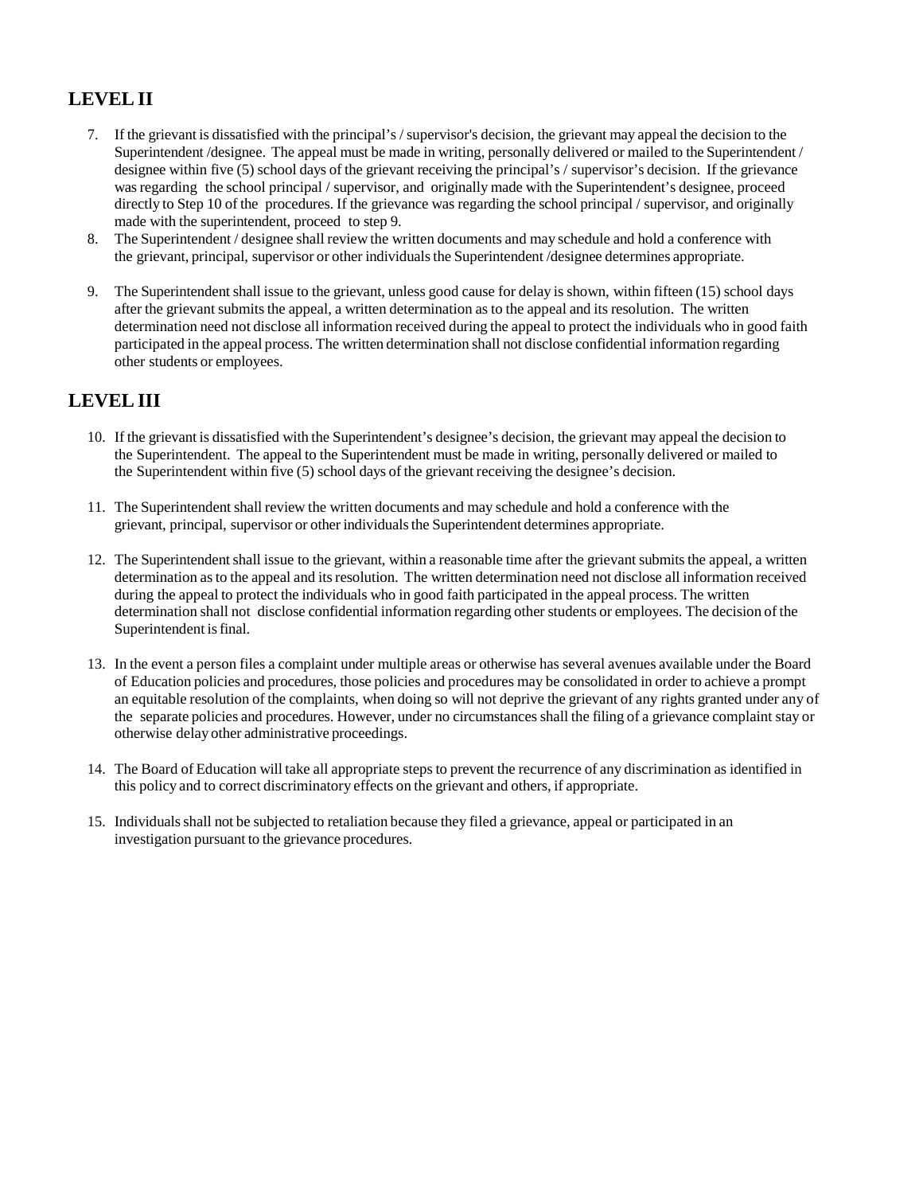## LEVEL II

7. If the grievant is dissatisfied with the principal's / supervisor's decision, the grievant may appeal the decision to the Superintendent /designee. The appeal must be made in writing, personally delivered or mailed to the Superintendent / designee within five (5) school days of the grievant receiving the principal's / supervisor's decision. If the grievance was regarding the school principal / supervisor, and originally made with the Superintendent's designee, proceed directly to Step 10 of the procedures. If the grievance was regarding the school principal / supervisor, and originally made with the superintendent, proceed to step 9.
8. The Superintendent / designee shall review the written documents and may schedule and hold a conference with the grievant, principal, supervisor or other individuals the Superintendent /designee determines appropriate.
9. The Superintendent shall issue to the grievant, unless good cause for delay is shown, within fifteen (15) school days after the grievant submits the appeal, a written determination as to the appeal and its resolution. The written determination need not disclose all information received during the appeal to protect the individuals who in good faith participated in the appeal process. The written determination shall not disclose confidential information regarding other students or employees.

## LEVEL III

10. If the grievant is dissatisfied with the Superintendent's designee's decision, the grievant may appeal the decision to the Superintendent. The appeal to the Superintendent must be made in writing, personally delivered or mailed to the Superintendent within five (5) school days of the grievant receiving the designee's decision.
11. The Superintendent shall review the written documents and may schedule and hold a conference with the grievant, principal, supervisor or other individuals the Superintendent determines appropriate.
12. The Superintendent shall issue to the grievant, within a reasonable time after the grievant submits the appeal, a written determination as to the appeal and its resolution. The written determination need not disclose all information received during the appeal to protect the individuals who in good faith participated in the appeal process. The written determination shall not disclose confidential information regarding other students or employees. The decision of the Superintendent is final.
13. In the event a person files a complaint under multiple areas or otherwise has several avenues available under the Board of Education policies and procedures, those policies and procedures may be consolidated in order to achieve a prompt an equitable resolution of the complaints, when doing so will not deprive the grievant of any rights granted under any of the separate policies and procedures. However, under no circumstances shall the filing of a grievance complaint stay or otherwise delay other administrative proceedings.
14. The Board of Education will take all appropriate steps to prevent the recurrence of any discrimination as identified in this policy and to correct discriminatory effects on the grievant and others, if appropriate.
15. Individuals shall not be subjected to retaliation because they filed a grievance, appeal or participated in an investigation pursuant to the grievance procedures.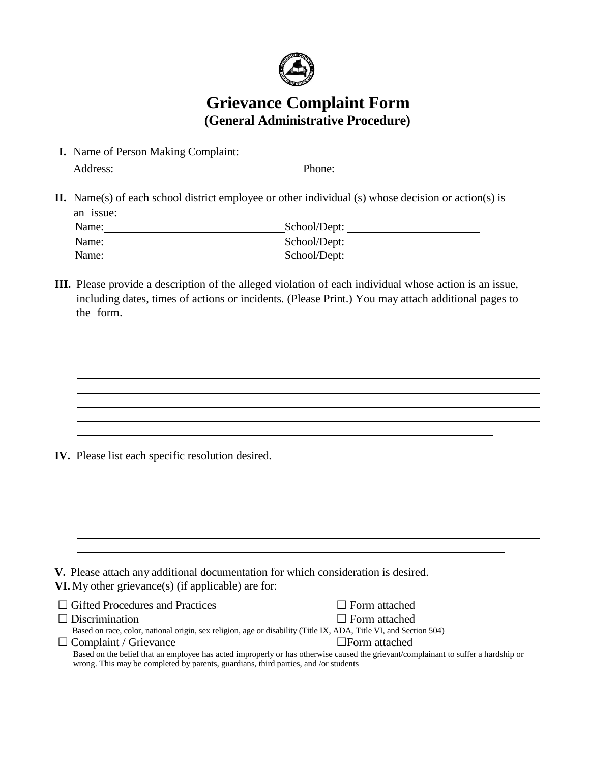# Grievance Complaint Form
## (General Administrative Procedure)

**I.** Name of Person Making Complaint: ______________________________

Address: ______________________________ Phone: ______________________

**II.** Name(s) of each school district employee or other individual (s) whose decision or action(s) is an issue:

Name: ______________________________ School/Dept: ______________________

Name: ______________________________ School/Dept: ______________________

Name: ______________________________ School/Dept: ______________________

**III.** Please provide a description of the alleged violation of each individual whose action is an issue, including dates, times of actions or incidents. (Please Print.) You may attach additional pages to the form.

________________________________________________________________________

________________________________________________________________________

________________________________________________________________________

________________________________________________________________________

________________________________________________________________________

________________________________________________________________________

________________________________________________________________________

________________________________________________________________________

**IV.** Please list each specific resolution desired.

________________________________________________________________________

________________________________________________________________________

________________________________________________________________________

________________________________________________________________________

________________________________________________________________________

________________________________________________________________________

**V.** Please attach any additional documentation for which consideration is desired.

**VI.** My other grievance(s) (if applicable) are for:

☐ Gifted Procedures and Practices ☐ Form attached

☐ Discrimination ☐ Form attached

Based on race, color, national origin, sex religion, age or disability (Title IX, ADA, Title VI, and Section 504)

☐ Complaint / Grievance ☐ Form attached

Based on the belief that an employee has acted improperly or has otherwise caused the grievant/complainant to suffer a hardship or wrong. This may be completed by parents, guardians, third parties, and /or students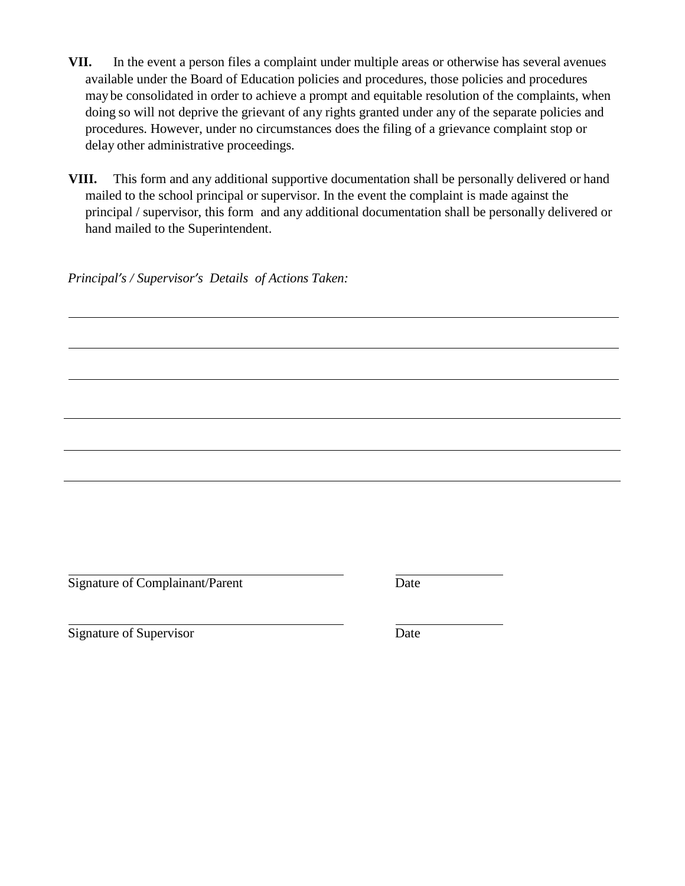**VII.** In the event a person files a complaint under multiple areas or otherwise has several avenues available under the Board of Education policies and procedures, those policies and procedures may be consolidated in order to achieve a prompt and equitable resolution of the complaints, when doing so will not deprive the grievant of any rights granted under any of the separate policies and procedures. However, under no circumstances does the filing of a grievance complaint stop or delay other administrative proceedings.

**VIII.** This form and any additional supportive documentation shall be personally delivered or hand mailed to the school principal or supervisor. In the event the complaint is made against the principal / supervisor, this form and any additional documentation shall be personally delivered or hand mailed to the Superintendent.

*Principal's / Supervisor's Details of Actions Taken:*

\_\_\_\_\_\_\_\_\_\_\_\_\_\_\_\_\_\_\_\_\_\_\_\_\_\_\_\_\_\_\_\_\_\_\_\_\_\_\_\_\_\_\_\_\_\_\_\_\_\_\_\_\_\_\_\_\_\_\_\_\_\_\_\_\_\_\_\_\_\_\_\_\_\_\_\_

\_\_\_\_\_\_\_\_\_\_\_\_\_\_\_\_\_\_\_\_\_\_\_\_\_\_\_\_\_\_\_\_\_\_\_\_\_\_\_\_\_\_\_\_\_\_\_\_\_\_\_\_\_\_\_\_\_\_\_\_\_\_\_\_\_\_\_\_\_\_\_\_\_\_\_\_

\_\_\_\_\_\_\_\_\_\_\_\_\_\_\_\_\_\_\_\_\_\_\_\_\_\_\_\_\_\_\_\_\_\_\_\_\_\_\_\_\_\_\_\_\_\_\_\_\_\_\_\_\_\_\_\_\_\_\_\_\_\_\_\_\_\_\_\_\_\_\_\_\_\_\_\_

\_\_\_\_\_\_\_\_\_\_\_\_\_\_\_\_\_\_\_\_\_\_\_\_\_\_\_\_\_\_\_\_\_\_\_\_\_\_\_\_\_\_\_\_\_\_\_\_\_\_\_\_\_\_\_\_\_\_\_\_\_\_\_\_\_\_\_\_\_\_\_\_\_\_\_\_

\_\_\_\_\_\_\_\_\_\_\_\_\_\_\_\_\_\_\_\_\_\_\_\_\_\_\_\_\_\_\_\_\_\_\_\_\_\_\_\_\_\_\_\_\_\_\_\_\_\_\_\_\_\_\_\_\_\_\_\_\_\_\_\_\_\_\_\_\_\_\_\_\_\_\_\_

\_\_\_\_\_\_\_\_\_\_\_\_\_\_\_\_\_\_\_\_\_\_\_\_\_\_\_\_\_\_\_\_\_\_\_\_\_\_\_\_\_\_\_\_\_\_\_\_\_\_\_\_\_\_\_\_\_\_\_\_\_\_\_\_\_\_\_\_\_\_\_\_\_\_\_\_

\_\_\_\_\_\_\_\_\_\_\_\_\_\_\_\_\_\_\_\_\_\_\_\_\_\_\_\_\_\_\_\_\_\_\_\_\_\_ \_\_\_\_\_\_\_\_\_\_\_\_\_\_\_\_
Signature of Complainant/Parent Date

\_\_\_\_\_\_\_\_\_\_\_\_\_\_\_\_\_\_\_\_\_\_\_\_\_\_\_\_\_\_\_\_\_\_\_\_\_\_ \_\_\_\_\_\_\_\_\_\_\_\_\_\_\_\_
Signature of Supervisor Date